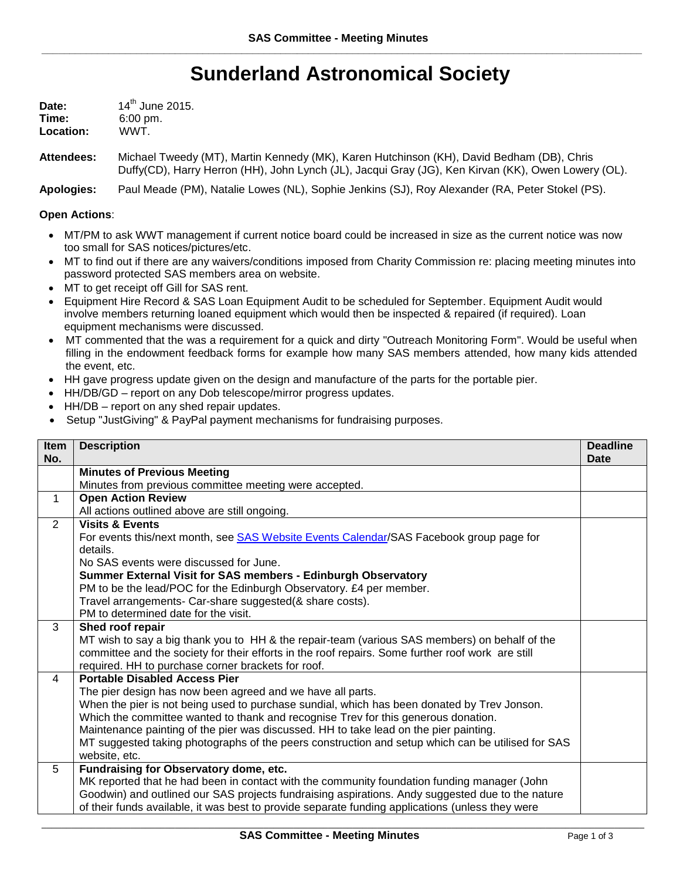# Sunderland Astronomical Society

**Date:** 14th June 2015.
**Time:** 6:00 pm.
**Location:** WWT.

**Attendees:** Michael Tweedy (MT), Martin Kennedy (MK), Karen Hutchinson (KH), David Bedham (DB), Chris Duffy(CD), Harry Herron (HH), John Lynch (JL), Jacqui Gray (JG), Ken Kirvan (KK), Owen Lowery (OL).

**Apologies:** Paul Meade (PM), Natalie Lowes (NL), Sophie Jenkins (SJ), Roy Alexander (RA, Peter Stokel (PS).

**Open Actions**:

- MT/PM to ask WWT management if current notice board could be increased in size as the current notice was now too small for SAS notices/pictures/etc.
- MT to find out if there are any waivers/conditions imposed from Charity Commission re: placing meeting minutes into password protected SAS members area on website.
- MT to get receipt off Gill for SAS rent.
- Equipment Hire Record & SAS Loan Equipment Audit to be scheduled for September. Equipment Audit would involve members returning loaned equipment which would then be inspected & repaired (if required). Loan equipment mechanisms were discussed.
- MT commented that the was a requirement for a quick and dirty "Outreach Monitoring Form". Would be useful when filling in the endowment feedback forms for example how many SAS members attended, how many kids attended the event, etc.
- HH gave progress update given on the design and manufacture of the parts for the portable pier.
- HH/DB/GD – report on any Dob telescope/mirror progress updates.
- HH/DB – report on any shed repair updates.
- Setup "JustGiving" & PayPal payment mechanisms for fundraising purposes.

| Item No. | Description | Deadline Date |
|---|---|---|
| | **Minutes of Previous Meeting**<br>Minutes from previous committee meeting were accepted. | |
| 1 | **Open Action Review**<br>All actions outlined above are still ongoing. | |
| 2 | **Visits & Events**<br>For events this/next month, see [SAS Website Events Calendar]/SAS Facebook group page for details.<br>No SAS events were discussed for June.<br>**Summer External Visit for SAS members - Edinburgh Observatory**<br>PM to be the lead/POC for the Edinburgh Observatory. £4 per member.<br>Travel arrangements- Car-share suggested(& share costs).<br>PM to determined date for the visit. | |
| 3 | **Shed roof repair**<br>MT wish to say a big thank you to HH & the repair-team (various SAS members) on behalf of the committee and the society for their efforts in the roof repairs. Some further roof work are still required. HH to purchase corner brackets for roof. | |
| 4 | **Portable Disabled Access Pier**<br>The pier design has now been agreed and we have all parts.<br>When the pier is not being used to purchase sundial, which has been donated by Trev Jonson. Which the committee wanted to thank and recognise Trev for this generous donation.<br>Maintenance painting of the pier was discussed. HH to take lead on the pier painting.<br>MT suggested taking photographs of the peers construction and setup which can be utilised for SAS website, etc. | |
| 5 | **Fundraising for Observatory dome, etc.**<br>MK reported that he had been in contact with the community foundation funding manager (John Goodwin) and outlined our SAS projects fundraising aspirations. Andy suggested due to the nature of their funds available, it was best to provide separate funding applications (unless they were | |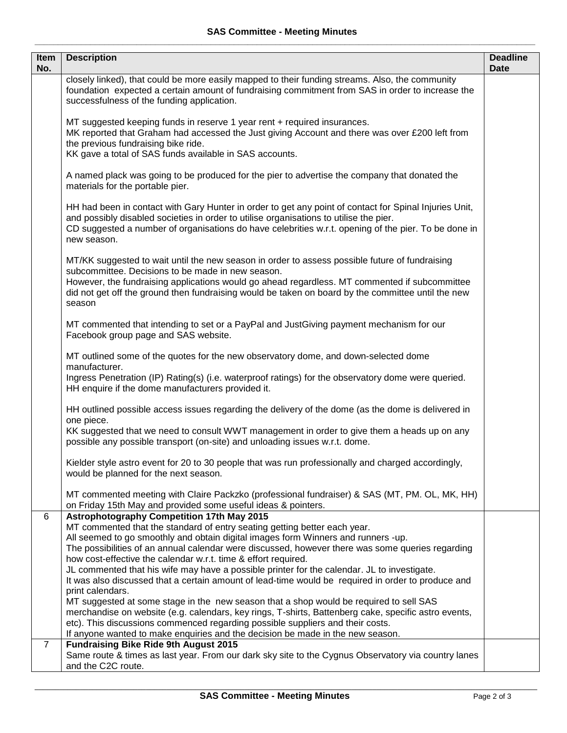| Item No. | Description | Deadline Date |
|---|---|---|
| | closely linked), that could be more easily mapped to their funding streams. Also, the community foundation expected a certain amount of fundraising commitment from SAS in order to increase the successfulness of the funding application.<br><br>MT suggested keeping funds in reserve 1 year rent + required insurances.<br>MK reported that Graham had accessed the Just giving Account and there was over £200 left from the previous fundraising bike ride.<br>KK gave a total of SAS funds available in SAS accounts.<br><br>A named plack was going to be produced for the pier to advertise the company that donated the materials for the portable pier.<br><br>HH had been in contact with Gary Hunter in order to get any point of contact for Spinal Injuries Unit, and possibly disabled societies in order to utilise organisations to utilise the pier.<br>CD suggested a number of organisations do have celebrities w.r.t. opening of the pier. To be done in new season.<br><br>MT/KK suggested to wait until the new season in order to assess possible future of fundraising subcommittee. Decisions to be made in new season.<br>However, the fundraising applications would go ahead regardless. MT commented if subcommittee did not get off the ground then fundraising would be taken on board by the committee until the new season<br><br>MT commented that intending to set or a PayPal and JustGiving payment mechanism for our Facebook group page and SAS website.<br><br>MT outlined some of the quotes for the new observatory dome, and down-selected dome manufacturer.<br>Ingress Penetration (IP) Rating(s) (i.e. waterproof ratings) for the observatory dome were queried. HH enquire if the dome manufacturers provided it.<br><br>HH outlined possible access issues regarding the delivery of the dome (as the dome is delivered in one piece.<br>KK suggested that we need to consult WWT management in order to give them a heads up on any possible any possible transport (on-site) and unloading issues w.r.t. dome.<br><br>Kielder style astro event for 20 to 30 people that was run professionally and charged accordingly, would be planned for the next season.<br><br>MT commented meeting with Claire Packzko (professional fundraiser) & SAS (MT, PM. OL, MK, HH) on Friday 15th May and provided some useful ideas & pointers. | |
| 6 | **Astrophotography Competition 17th May 2015**<br>MT commented that the standard of entry seating getting better each year.<br>All seemed to go smoothly and obtain digital images form Winners and runners -up.<br>The possibilities of an annual calendar were discussed, however there was some queries regarding how cost-effective the calendar w.r.t. time & effort required.<br>JL commented that his wife may have a possible printer for the calendar. JL to investigate.<br>It was also discussed that a certain amount of lead-time would be required in order to produce and print calendars.<br>MT suggested at some stage in the new season that a shop would be required to sell SAS merchandise on website (e.g. calendars, key rings, T-shirts, Battenberg cake, specific astro events, etc). This discussions commenced regarding possible suppliers and their costs.<br>If anyone wanted to make enquiries and the decision be made in the new season. | |
| 7 | **Fundraising Bike Ride 9th August 2015**<br>Same route & times as last year. From our dark sky site to the Cygnus Observatory via country lanes and the C2C route. | |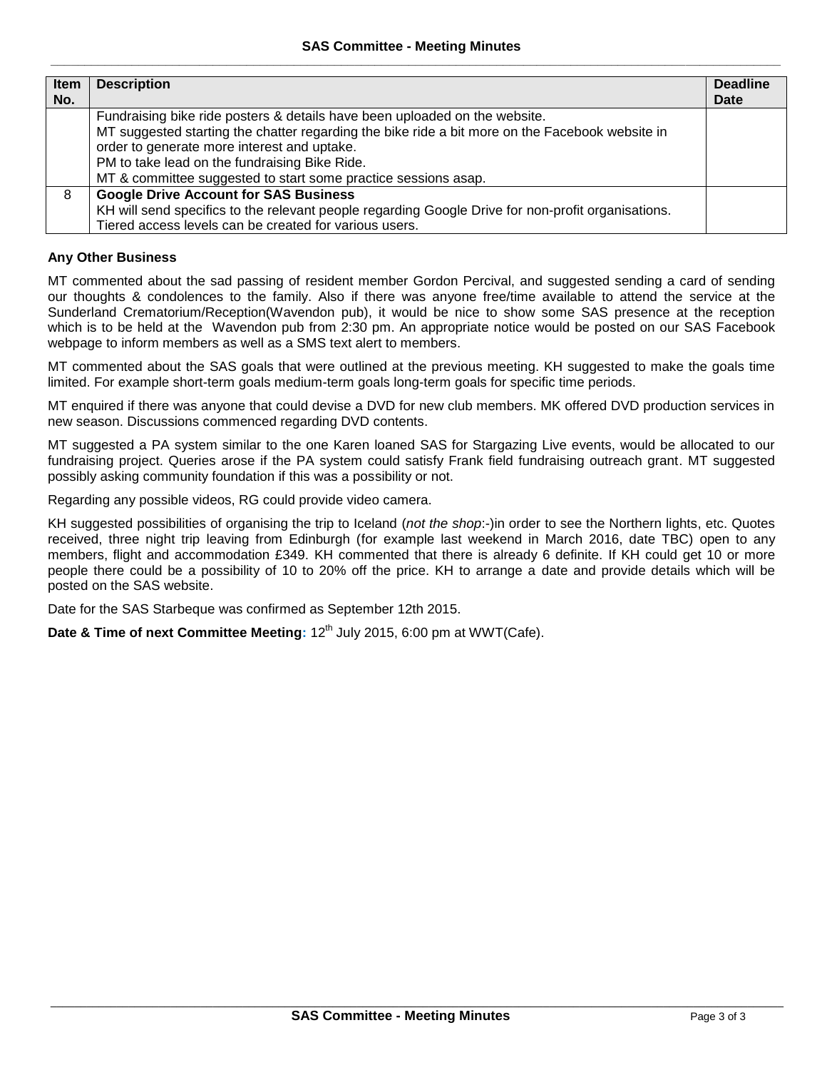| Item No. | Description | Deadline Date |
| --- | --- | --- |
| | Fundraising bike ride posters & details have been uploaded on the website.<br>MT suggested starting the chatter regarding the bike ride a bit more on the Facebook website in order to generate more interest and uptake.<br>PM to take lead on the fundraising Bike Ride.<br>MT & committee suggested to start some practice sessions asap. | |
| 8 | **Google Drive Account for SAS Business**<br>KH will send specifics to the relevant people regarding Google Drive for non-profit organisations.<br>Tiered access levels can be created for various users. | |

**Any Other Business**

MT commented about the sad passing of resident member Gordon Percival, and suggested sending a card of sending our thoughts & condolences to the family. Also if there was anyone free/time available to attend the service at the Sunderland Crematorium/Reception(Wavendon pub), it would be nice to show some SAS presence at the reception which is to be held at the Wavendon pub from 2:30 pm. An appropriate notice would be posted on our SAS Facebook webpage to inform members as well as a SMS text alert to members.

MT commented about the SAS goals that were outlined at the previous meeting. KH suggested to make the goals time limited. For example short-term goals medium-term goals long-term goals for specific time periods.

MT enquired if there was anyone that could devise a DVD for new club members. MK offered DVD production services in new season. Discussions commenced regarding DVD contents.

MT suggested a PA system similar to the one Karen loaned SAS for Stargazing Live events, would be allocated to our fundraising project. Queries arose if the PA system could satisfy Frank field fundraising outreach grant. MT suggested possibly asking community foundation if this was a possibility or not.

Regarding any possible videos, RG could provide video camera.

KH suggested possibilities of organising the trip to Iceland (*not the shop*:-)in order to see the Northern lights, etc. Quotes received, three night trip leaving from Edinburgh (for example last weekend in March 2016, date TBC) open to any members, flight and accommodation £349. KH commented that there is already 6 definite. If KH could get 10 or more people there could be a possibility of 10 to 20% off the price. KH to arrange a date and provide details which will be posted on the SAS website.

Date for the SAS Starbeque was confirmed as September 12th 2015.

**Date & Time of next Committee Meeting:** 12th July 2015, 6:00 pm at WWT(Cafe).